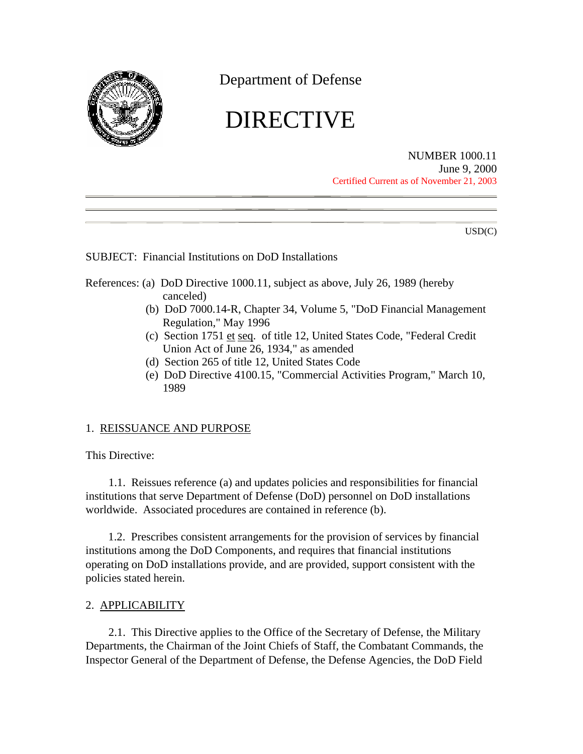Department of Defense

# DIRECTIVE

NUMBER 1000.11
June 9, 2000
Certified Current as of November 21, 2003

USD(C)

SUBJECT: Financial Institutions on DoD Installations

References:
(a) DoD Directive 1000.11, subject as above, July 26, 1989 (hereby canceled)
(b) DoD 7000.14-R, Chapter 34, Volume 5, "DoD Financial Management Regulation," May 1996
(c) Section 1751 et seq. of title 12, United States Code, "Federal Credit Union Act of June 26, 1934," as amended
(d) Section 265 of title 12, United States Code
(e) DoD Directive 4100.15, "Commercial Activities Program," March 10, 1989

## 1. REISSUANCE AND PURPOSE

This Directive:

1.1. Reissues reference (a) and updates policies and responsibilities for financial institutions that serve Department of Defense (DoD) personnel on DoD installations worldwide. Associated procedures are contained in reference (b).

1.2. Prescribes consistent arrangements for the provision of services by financial institutions among the DoD Components, and requires that financial institutions operating on DoD installations provide, and are provided, support consistent with the policies stated herein.

## 2. APPLICABILITY

2.1. This Directive applies to the Office of the Secretary of Defense, the Military Departments, the Chairman of the Joint Chiefs of Staff, the Combatant Commands, the Inspector General of the Department of Defense, the Defense Agencies, the DoD Field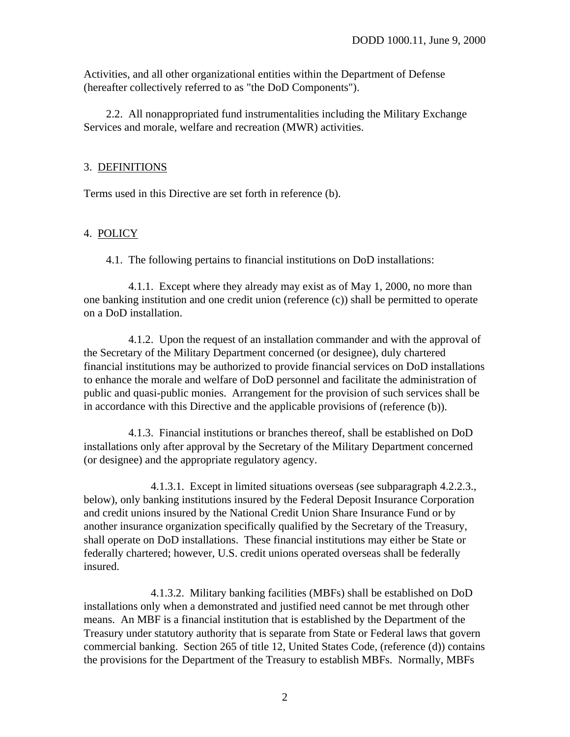Activities, and all other organizational entities within the Department of Defense (hereafter collectively referred to as "the DoD Components").

2.2. All nonappropriated fund instrumentalities including the Military Exchange Services and morale, welfare and recreation (MWR) activities.

## 3. DEFINITIONS

Terms used in this Directive are set forth in reference (b).

## 4. POLICY

4.1. The following pertains to financial institutions on DoD installations:

4.1.1. Except where they already may exist as of May 1, 2000, no more than one banking institution and one credit union (reference (c)) shall be permitted to operate on a DoD installation.

4.1.2. Upon the request of an installation commander and with the approval of the Secretary of the Military Department concerned (or designee), duly chartered financial institutions may be authorized to provide financial services on DoD installations to enhance the morale and welfare of DoD personnel and facilitate the administration of public and quasi-public monies. Arrangement for the provision of such services shall be in accordance with this Directive and the applicable provisions of (reference (b)).

4.1.3. Financial institutions or branches thereof, shall be established on DoD installations only after approval by the Secretary of the Military Department concerned (or designee) and the appropriate regulatory agency.

4.1.3.1. Except in limited situations overseas (see subparagraph 4.2.2.3., below), only banking institutions insured by the Federal Deposit Insurance Corporation and credit unions insured by the National Credit Union Share Insurance Fund or by another insurance organization specifically qualified by the Secretary of the Treasury, shall operate on DoD installations. These financial institutions may either be State or federally chartered; however, U.S. credit unions operated overseas shall be federally insured.

4.1.3.2. Military banking facilities (MBFs) shall be established on DoD installations only when a demonstrated and justified need cannot be met through other means. An MBF is a financial institution that is established by the Department of the Treasury under statutory authority that is separate from State or Federal laws that govern commercial banking. Section 265 of title 12, United States Code, (reference (d)) contains the provisions for the Department of the Treasury to establish MBFs. Normally, MBFs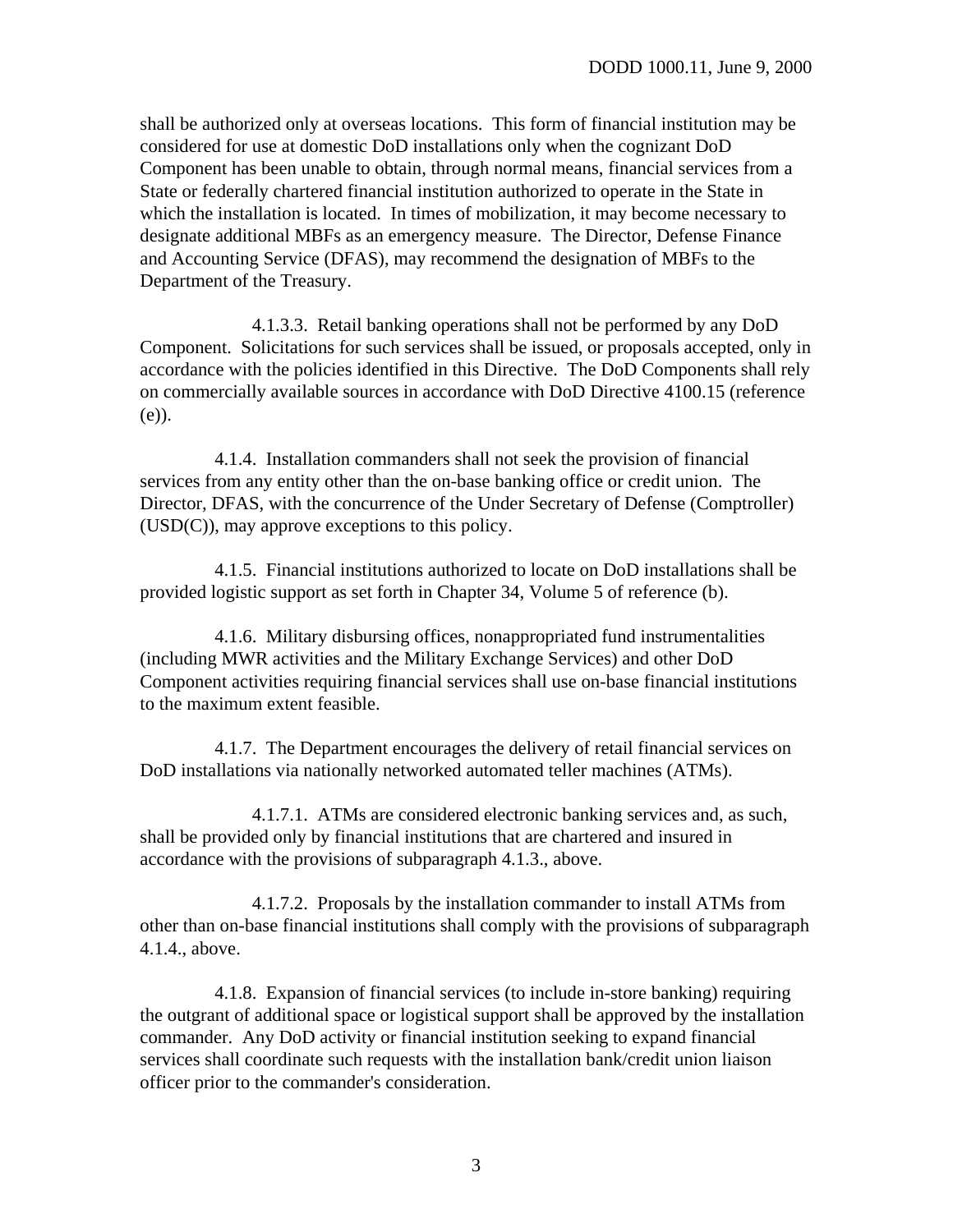shall be authorized only at overseas locations. This form of financial institution may be considered for use at domestic DoD installations only when the cognizant DoD Component has been unable to obtain, through normal means, financial services from a State or federally chartered financial institution authorized to operate in the State in which the installation is located. In times of mobilization, it may become necessary to designate additional MBFs as an emergency measure. The Director, Defense Finance and Accounting Service (DFAS), may recommend the designation of MBFs to the Department of the Treasury.

4.1.3.3. Retail banking operations shall not be performed by any DoD Component. Solicitations for such services shall be issued, or proposals accepted, only in accordance with the policies identified in this Directive. The DoD Components shall rely on commercially available sources in accordance with DoD Directive 4100.15 (reference (e)).

4.1.4. Installation commanders shall not seek the provision of financial services from any entity other than the on-base banking office or credit union. The Director, DFAS, with the concurrence of the Under Secretary of Defense (Comptroller) (USD(C)), may approve exceptions to this policy.

4.1.5. Financial institutions authorized to locate on DoD installations shall be provided logistic support as set forth in Chapter 34, Volume 5 of reference (b).

4.1.6. Military disbursing offices, nonappropriated fund instrumentalities (including MWR activities and the Military Exchange Services) and other DoD Component activities requiring financial services shall use on-base financial institutions to the maximum extent feasible.

4.1.7. The Department encourages the delivery of retail financial services on DoD installations via nationally networked automated teller machines (ATMs).

4.1.7.1. ATMs are considered electronic banking services and, as such, shall be provided only by financial institutions that are chartered and insured in accordance with the provisions of subparagraph 4.1.3., above.

4.1.7.2. Proposals by the installation commander to install ATMs from other than on-base financial institutions shall comply with the provisions of subparagraph 4.1.4., above.

4.1.8. Expansion of financial services (to include in-store banking) requiring the outgrant of additional space or logistical support shall be approved by the installation commander. Any DoD activity or financial institution seeking to expand financial services shall coordinate such requests with the installation bank/credit union liaison officer prior to the commander's consideration.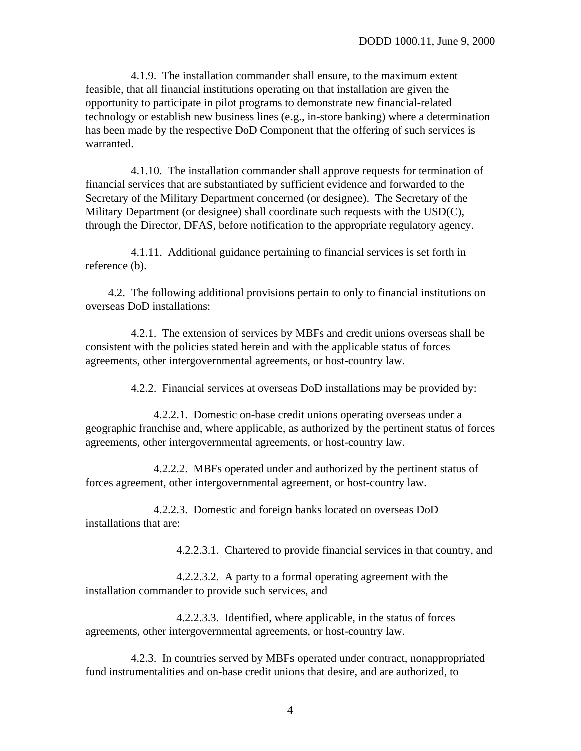4.1.9. The installation commander shall ensure, to the maximum extent feasible, that all financial institutions operating on that installation are given the opportunity to participate in pilot programs to demonstrate new financial-related technology or establish new business lines (e.g., in-store banking) where a determination has been made by the respective DoD Component that the offering of such services is warranted.

4.1.10. The installation commander shall approve requests for termination of financial services that are substantiated by sufficient evidence and forwarded to the Secretary of the Military Department concerned (or designee). The Secretary of the Military Department (or designee) shall coordinate such requests with the USD(C), through the Director, DFAS, before notification to the appropriate regulatory agency.

4.1.11. Additional guidance pertaining to financial services is set forth in reference (b).

4.2. The following additional provisions pertain to only to financial institutions on overseas DoD installations:

4.2.1. The extension of services by MBFs and credit unions overseas shall be consistent with the policies stated herein and with the applicable status of forces agreements, other intergovernmental agreements, or host-country law.

4.2.2. Financial services at overseas DoD installations may be provided by:

4.2.2.1. Domestic on-base credit unions operating overseas under a geographic franchise and, where applicable, as authorized by the pertinent status of forces agreements, other intergovernmental agreements, or host-country law.

4.2.2.2. MBFs operated under and authorized by the pertinent status of forces agreement, other intergovernmental agreement, or host-country law.

4.2.2.3. Domestic and foreign banks located on overseas DoD installations that are:

4.2.2.3.1. Chartered to provide financial services in that country, and

4.2.2.3.2. A party to a formal operating agreement with the installation commander to provide such services, and

4.2.2.3.3. Identified, where applicable, in the status of forces agreements, other intergovernmental agreements, or host-country law.

4.2.3. In countries served by MBFs operated under contract, nonappropriated fund instrumentalities and on-base credit unions that desire, and are authorized, to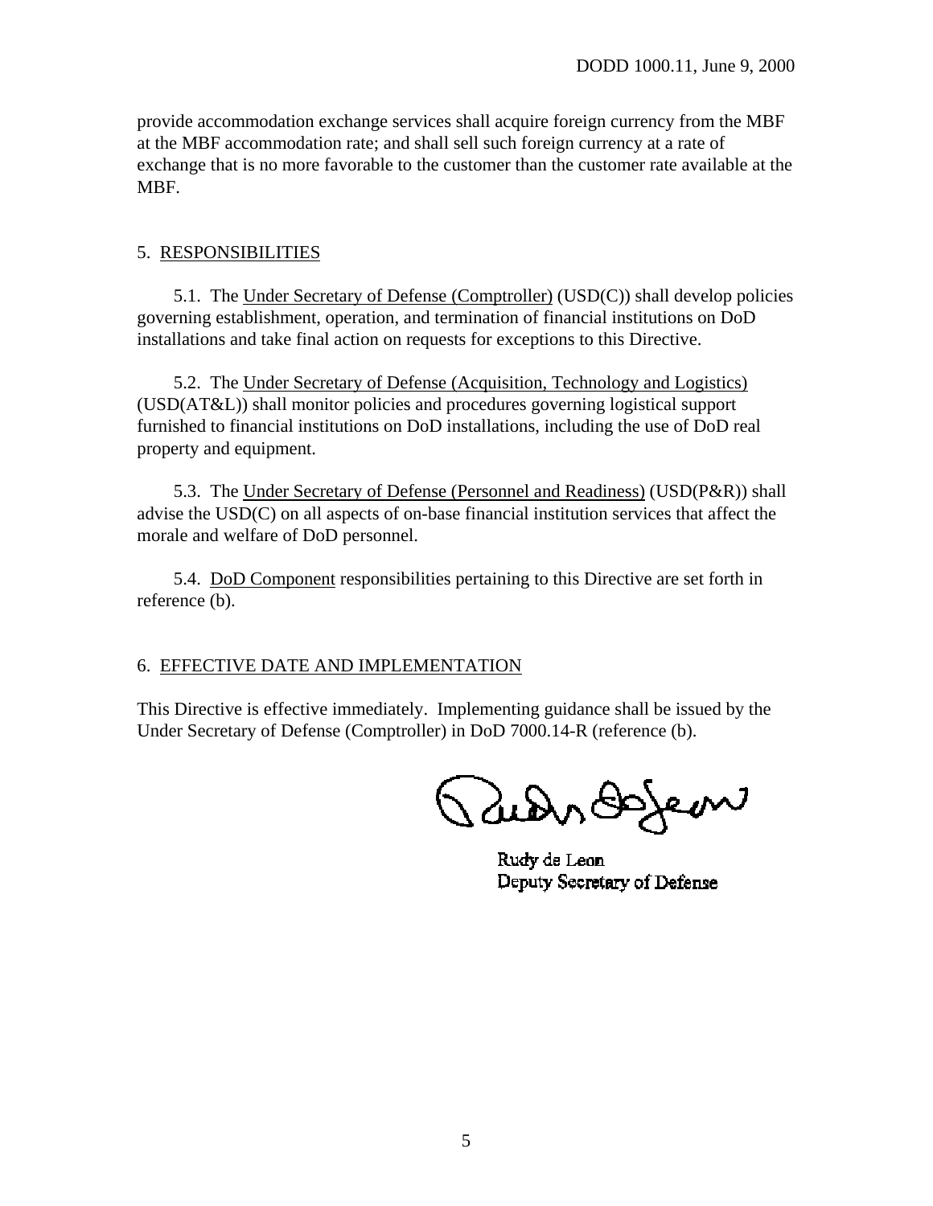provide accommodation exchange services shall acquire foreign currency from the MBF at the MBF accommodation rate; and shall sell such foreign currency at a rate of exchange that is no more favorable to the customer than the customer rate available at the MBF.

## 5. RESPONSIBILITIES

5.1. The Under Secretary of Defense (Comptroller) (USD(C)) shall develop policies governing establishment, operation, and termination of financial institutions on DoD installations and take final action on requests for exceptions to this Directive.

5.2. The Under Secretary of Defense (Acquisition, Technology and Logistics) (USD(AT&L)) shall monitor policies and procedures governing logistical support furnished to financial institutions on DoD installations, including the use of DoD real property and equipment.

5.3. The Under Secretary of Defense (Personnel and Readiness) (USD(P&R)) shall advise the USD(C) on all aspects of on-base financial institution services that affect the morale and welfare of DoD personnel.

5.4. DoD Component responsibilities pertaining to this Directive are set forth in reference (b).

## 6. EFFECTIVE DATE AND IMPLEMENTATION

This Directive is effective immediately. Implementing guidance shall be issued by the Under Secretary of Defense (Comptroller) in DoD 7000.14-R (reference (b).

Rudy de Leon
Deputy Secretary of Defense